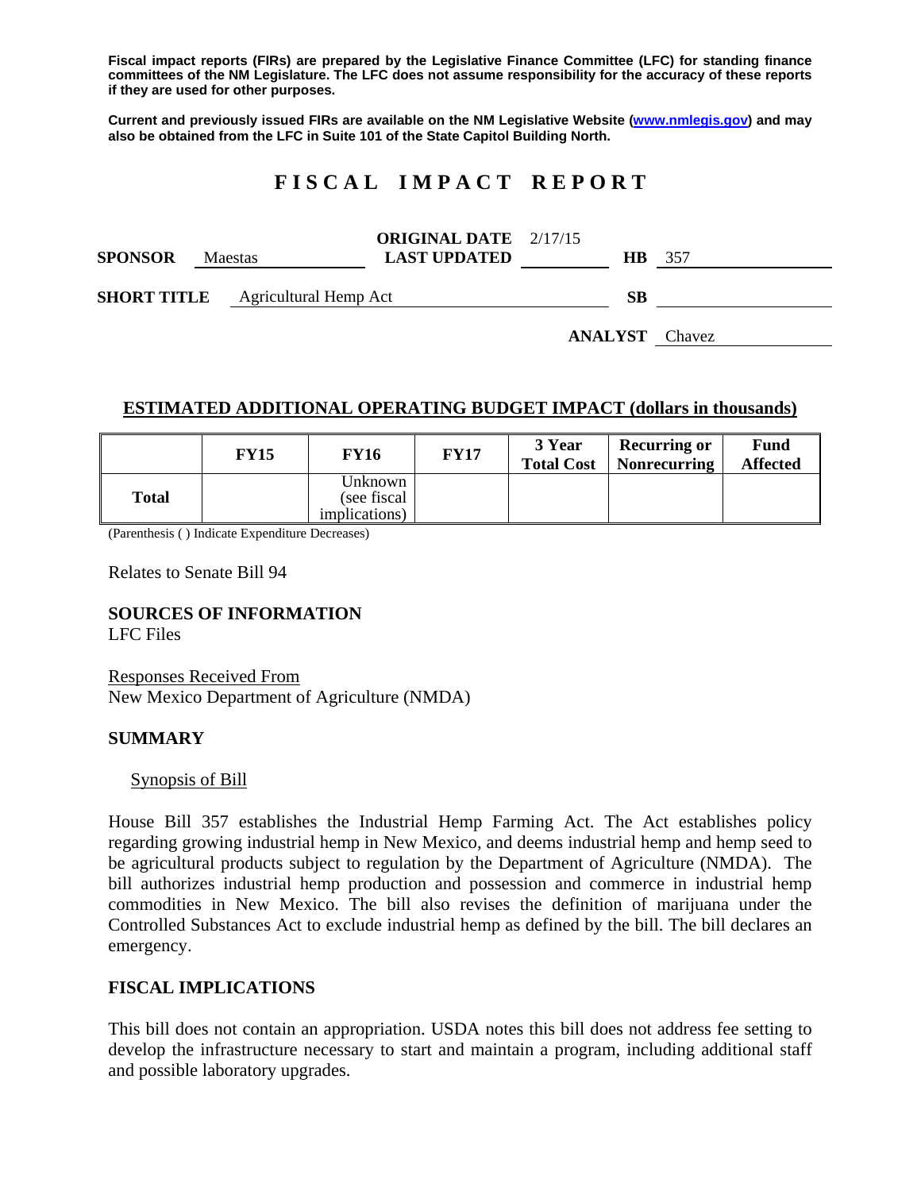**Fiscal impact reports (FIRs) are prepared by the Legislative Finance Committee (LFC) for standing finance committees of the NM Legislature. The LFC does not assume responsibility for the accuracy of these reports if they are used for other purposes.**

**Current and previously issued FIRs are available on the NM Legislative Website (www.nmlegis.gov) and may also be obtained from the LFC in Suite 101 of the State Capitol Building North.**

# FISCAL IMPACT REPORT

**SPONSOR** Maestas **ORIGINAL DATE** 2/17/15 **LAST UPDATED** **HB** 357

**SHORT TITLE** Agricultural Hemp Act **SB**

**ANALYST** Chavez

## ESTIMATED ADDITIONAL OPERATING BUDGET IMPACT (dollars in thousands)

| | FY15 | FY16 | FY17 | 3 Year Total Cost | Recurring or Nonrecurring | Fund Affected |
|---|---|---|---|---|---|---|
| **Total** | | Unknown (see fiscal implications) | | | | |

(Parenthesis ( ) Indicate Expenditure Decreases)

Relates to Senate Bill 94

**SOURCES OF INFORMATION**
LFC Files

Responses Received From
New Mexico Department of Agriculture (NMDA)

## SUMMARY

Synopsis of Bill

House Bill 357 establishes the Industrial Hemp Farming Act. The Act establishes policy regarding growing industrial hemp in New Mexico, and deems industrial hemp and hemp seed to be agricultural products subject to regulation by the Department of Agriculture (NMDA). The bill authorizes industrial hemp production and possession and commerce in industrial hemp commodities in New Mexico. The bill also revises the definition of marijuana under the Controlled Substances Act to exclude industrial hemp as defined by the bill. The bill declares an emergency.

## FISCAL IMPLICATIONS

This bill does not contain an appropriation. USDA notes this bill does not address fee setting to develop the infrastructure necessary to start and maintain a program, including additional staff and possible laboratory upgrades.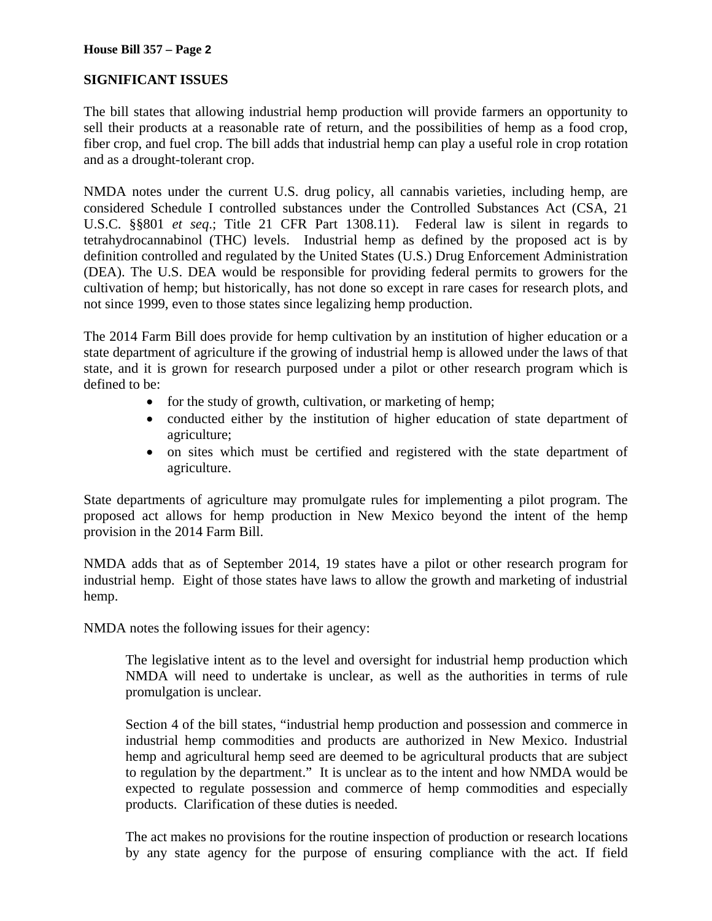## SIGNIFICANT ISSUES

The bill states that allowing industrial hemp production will provide farmers an opportunity to sell their products at a reasonable rate of return, and the possibilities of hemp as a food crop, fiber crop, and fuel crop. The bill adds that industrial hemp can play a useful role in crop rotation and as a drought-tolerant crop.

NMDA notes under the current U.S. drug policy, all cannabis varieties, including hemp, are considered Schedule I controlled substances under the Controlled Substances Act (CSA, 21 U.S.C. §§801 *et seq*.; Title 21 CFR Part 1308.11). Federal law is silent in regards to tetrahydrocannabinol (THC) levels. Industrial hemp as defined by the proposed act is by definition controlled and regulated by the United States (U.S.) Drug Enforcement Administration (DEA). The U.S. DEA would be responsible for providing federal permits to growers for the cultivation of hemp; but historically, has not done so except in rare cases for research plots, and not since 1999, even to those states since legalizing hemp production.

The 2014 Farm Bill does provide for hemp cultivation by an institution of higher education or a state department of agriculture if the growing of industrial hemp is allowed under the laws of that state, and it is grown for research purposed under a pilot or other research program which is defined to be:

- for the study of growth, cultivation, or marketing of hemp;
- conducted either by the institution of higher education of state department of agriculture;
- on sites which must be certified and registered with the state department of agriculture.

State departments of agriculture may promulgate rules for implementing a pilot program. The proposed act allows for hemp production in New Mexico beyond the intent of the hemp provision in the 2014 Farm Bill.

NMDA adds that as of September 2014, 19 states have a pilot or other research program for industrial hemp. Eight of those states have laws to allow the growth and marketing of industrial hemp.

NMDA notes the following issues for their agency:

> The legislative intent as to the level and oversight for industrial hemp production which NMDA will need to undertake is unclear, as well as the authorities in terms of rule promulgation is unclear.
>
> Section 4 of the bill states, "industrial hemp production and possession and commerce in industrial hemp commodities and products are authorized in New Mexico. Industrial hemp and agricultural hemp seed are deemed to be agricultural products that are subject to regulation by the department." It is unclear as to the intent and how NMDA would be expected to regulate possession and commerce of hemp commodities and especially products. Clarification of these duties is needed.
>
> The act makes no provisions for the routine inspection of production or research locations by any state agency for the purpose of ensuring compliance with the act. If field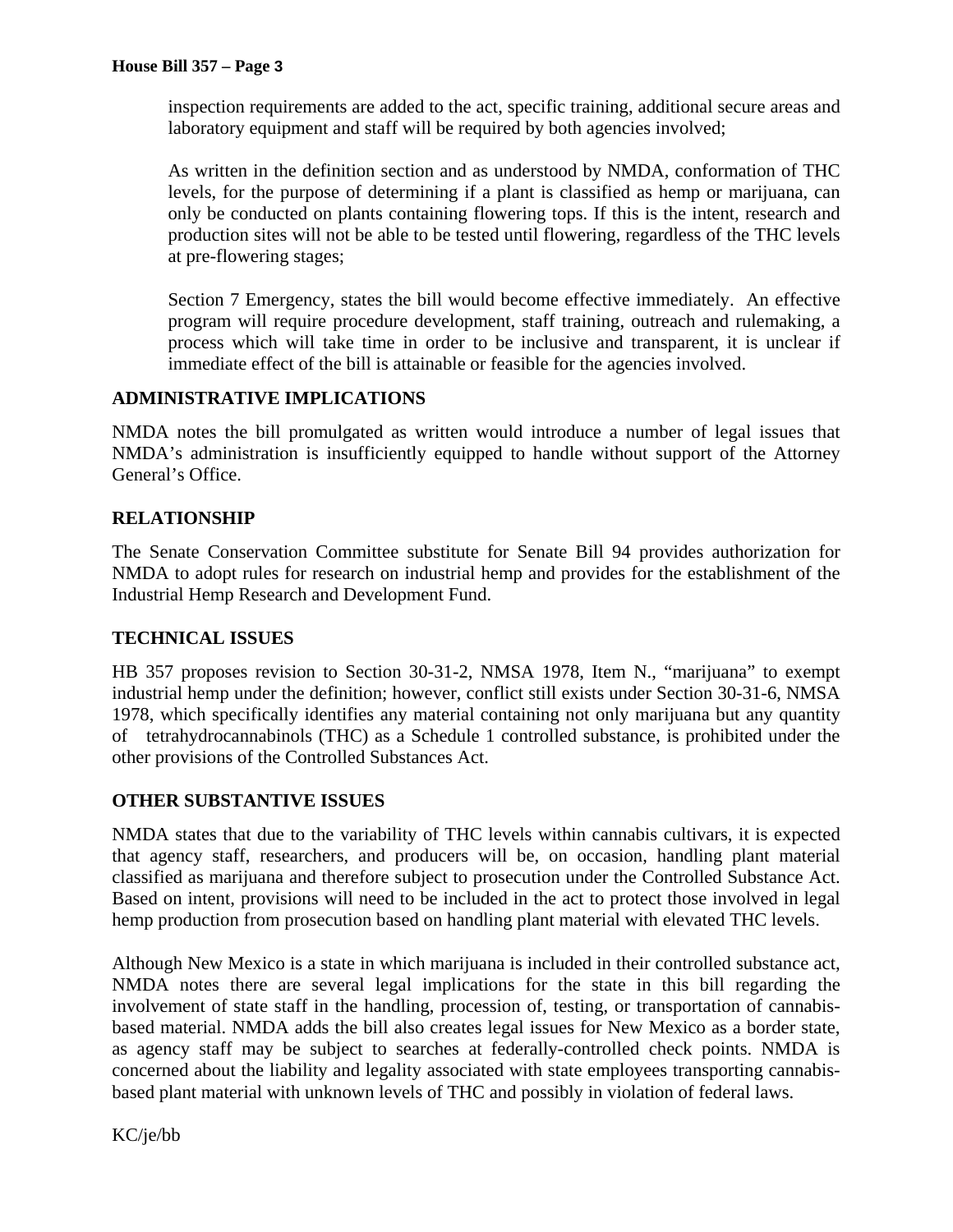inspection requirements are added to the act, specific training, additional secure areas and laboratory equipment and staff will be required by both agencies involved;

As written in the definition section and as understood by NMDA, conformation of THC levels, for the purpose of determining if a plant is classified as hemp or marijuana, can only be conducted on plants containing flowering tops. If this is the intent, research and production sites will not be able to be tested until flowering, regardless of the THC levels at pre-flowering stages;

Section 7 Emergency, states the bill would become effective immediately. An effective program will require procedure development, staff training, outreach and rulemaking, a process which will take time in order to be inclusive and transparent, it is unclear if immediate effect of the bill is attainable or feasible for the agencies involved.

**ADMINISTRATIVE IMPLICATIONS**

NMDA notes the bill promulgated as written would introduce a number of legal issues that NMDA's administration is insufficiently equipped to handle without support of the Attorney General's Office.

**RELATIONSHIP**

The Senate Conservation Committee substitute for Senate Bill 94 provides authorization for NMDA to adopt rules for research on industrial hemp and provides for the establishment of the Industrial Hemp Research and Development Fund.

**TECHNICAL ISSUES**

HB 357 proposes revision to Section 30-31-2, NMSA 1978, Item N., "marijuana" to exempt industrial hemp under the definition; however, conflict still exists under Section 30-31-6, NMSA 1978, which specifically identifies any material containing not only marijuana but any quantity of tetrahydrocannabinols (THC) as a Schedule 1 controlled substance, is prohibited under the other provisions of the Controlled Substances Act.

**OTHER SUBSTANTIVE ISSUES**

NMDA states that due to the variability of THC levels within cannabis cultivars, it is expected that agency staff, researchers, and producers will be, on occasion, handling plant material classified as marijuana and therefore subject to prosecution under the Controlled Substance Act. Based on intent, provisions will need to be included in the act to protect those involved in legal hemp production from prosecution based on handling plant material with elevated THC levels.

Although New Mexico is a state in which marijuana is included in their controlled substance act, NMDA notes there are several legal implications for the state in this bill regarding the involvement of state staff in the handling, procession of, testing, or transportation of cannabis-based material. NMDA adds the bill also creates legal issues for New Mexico as a border state, as agency staff may be subject to searches at federally-controlled check points. NMDA is concerned about the liability and legality associated with state employees transporting cannabis-based plant material with unknown levels of THC and possibly in violation of federal laws.

KC/je/bb